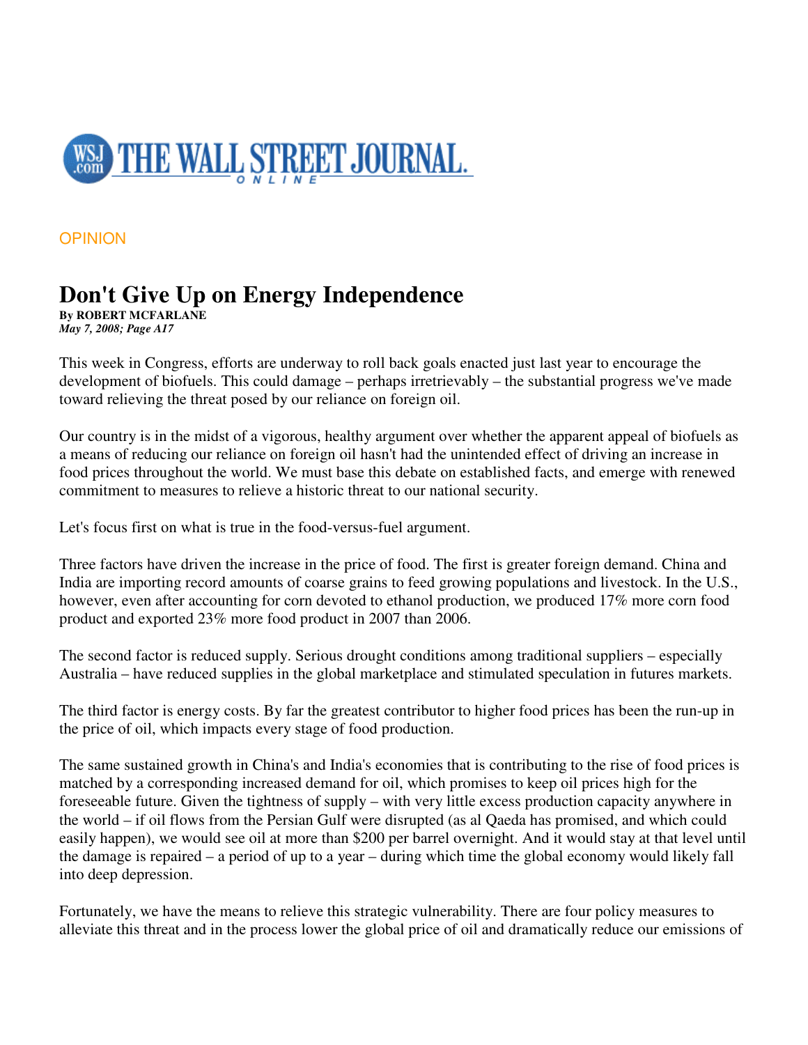THE WALL STREET JOURNAL. ONLINE

OPINION

# Don't Give Up on Energy Independence

**By ROBERT MCFARLANE**
***May 7, 2008; Page A17***

This week in Congress, efforts are underway to roll back goals enacted just last year to encourage the development of biofuels. This could damage – perhaps irretrievably – the substantial progress we've made toward relieving the threat posed by our reliance on foreign oil.

Our country is in the midst of a vigorous, healthy argument over whether the apparent appeal of biofuels as a means of reducing our reliance on foreign oil hasn't had the unintended effect of driving an increase in food prices throughout the world. We must base this debate on established facts, and emerge with renewed commitment to measures to relieve a historic threat to our national security.

Let's focus first on what is true in the food-versus-fuel argument.

Three factors have driven the increase in the price of food. The first is greater foreign demand. China and India are importing record amounts of coarse grains to feed growing populations and livestock. In the U.S., however, even after accounting for corn devoted to ethanol production, we produced 17% more corn food product and exported 23% more food product in 2007 than 2006.

The second factor is reduced supply. Serious drought conditions among traditional suppliers – especially Australia – have reduced supplies in the global marketplace and stimulated speculation in futures markets.

The third factor is energy costs. By far the greatest contributor to higher food prices has been the run-up in the price of oil, which impacts every stage of food production.

The same sustained growth in China's and India's economies that is contributing to the rise of food prices is matched by a corresponding increased demand for oil, which promises to keep oil prices high for the foreseeable future. Given the tightness of supply – with very little excess production capacity anywhere in the world – if oil flows from the Persian Gulf were disrupted (as al Qaeda has promised, and which could easily happen), we would see oil at more than $200 per barrel overnight. And it would stay at that level until the damage is repaired – a period of up to a year – during which time the global economy would likely fall into deep depression.

Fortunately, we have the means to relieve this strategic vulnerability. There are four policy measures to alleviate this threat and in the process lower the global price of oil and dramatically reduce our emissions of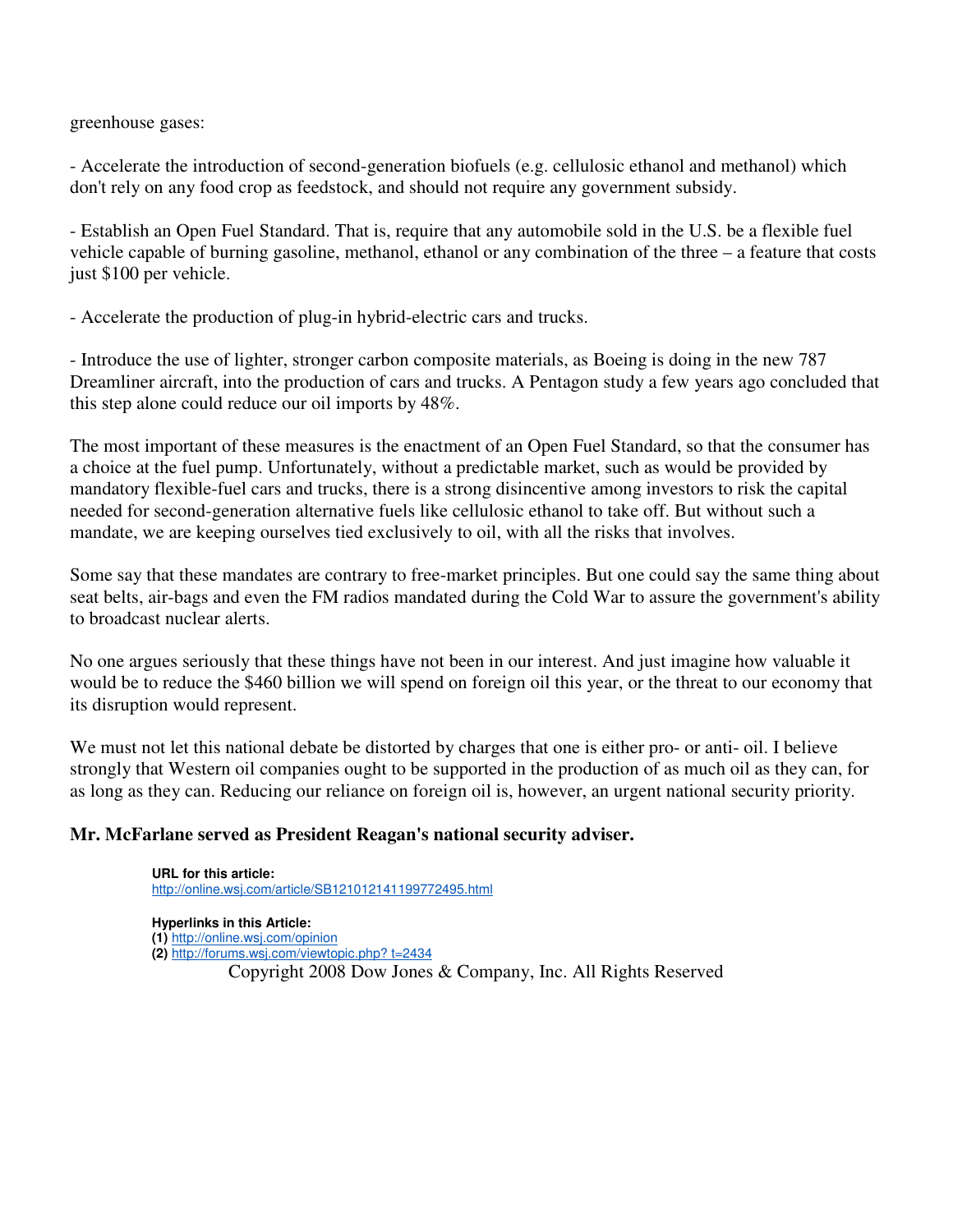greenhouse gases:

- Accelerate the introduction of second-generation biofuels (e.g. cellulosic ethanol and methanol) which don't rely on any food crop as feedstock, and should not require any government subsidy.

- Establish an Open Fuel Standard. That is, require that any automobile sold in the U.S. be a flexible fuel vehicle capable of burning gasoline, methanol, ethanol or any combination of the three – a feature that costs just $100 per vehicle.

- Accelerate the production of plug-in hybrid-electric cars and trucks.

- Introduce the use of lighter, stronger carbon composite materials, as Boeing is doing in the new 787 Dreamliner aircraft, into the production of cars and trucks. A Pentagon study a few years ago concluded that this step alone could reduce our oil imports by 48%.

The most important of these measures is the enactment of an Open Fuel Standard, so that the consumer has a choice at the fuel pump. Unfortunately, without a predictable market, such as would be provided by mandatory flexible-fuel cars and trucks, there is a strong disincentive among investors to risk the capital needed for second-generation alternative fuels like cellulosic ethanol to take off. But without such a mandate, we are keeping ourselves tied exclusively to oil, with all the risks that involves.

Some say that these mandates are contrary to free-market principles. But one could say the same thing about seat belts, air-bags and even the FM radios mandated during the Cold War to assure the government's ability to broadcast nuclear alerts.

No one argues seriously that these things have not been in our interest. And just imagine how valuable it would be to reduce the $460 billion we will spend on foreign oil this year, or the threat to our economy that its disruption would represent.

We must not let this national debate be distorted by charges that one is either pro- or anti- oil. I believe strongly that Western oil companies ought to be supported in the production of as much oil as they can, for as long as they can. Reducing our reliance on foreign oil is, however, an urgent national security priority.

**Mr. McFarlane served as President Reagan's national security adviser.**

**URL for this article:**
http://online.wsj.com/article/SB121012141199772495.html

**Hyperlinks in this Article:**
**(1)** http://online.wsj.com/opinion
**(2)** http://forums.wsj.com/viewtopic.php? t=2434

Copyright 2008 Dow Jones & Company, Inc. All Rights Reserved